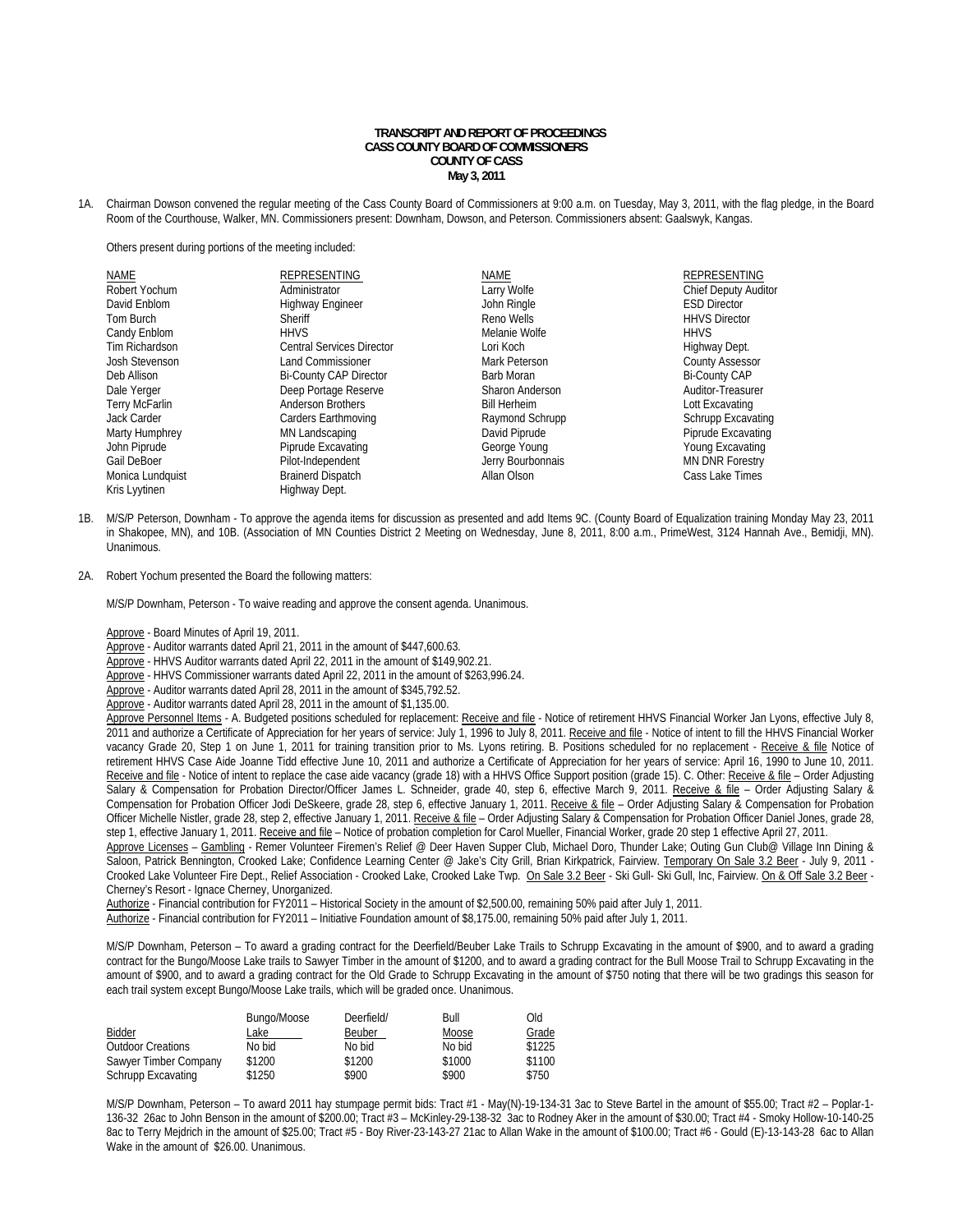**TRANSCRIPT AND REPORT OF PROCEEDINGS**
**CASS COUNTY BOARD OF COMMISSIONERS**
**COUNTY OF CASS**
**May 3, 2011**

1A. Chairman Dowson convened the regular meeting of the Cass County Board of Commissioners at 9:00 a.m. on Tuesday, May 3, 2011, with the flag pledge, in the Board Room of the Courthouse, Walker, MN. Commissioners present: Downham, Dowson, and Peterson. Commissioners absent: Gaalswyk, Kangas.

Others present during portions of the meeting included:

| NAME | REPRESENTING | NAME | REPRESENTING |
|---|---|---|---|
| Robert Yochum | Administrator | Larry Wolfe | Chief Deputy Auditor |
| David Enblom | Highway Engineer | John Ringle | ESD Director |
| Tom Burch | Sheriff | Reno Wells | HHVS Director |
| Candy Enblom | HHVS | Melanie Wolfe | HHVS |
| Tim Richardson | Central Services Director | Lori Koch | Highway Dept. |
| Josh Stevenson | Land Commissioner | Mark Peterson | County Assessor |
| Deb Allison | Bi-County CAP Director | Barb Moran | Bi-County CAP |
| Dale Yerger | Deep Portage Reserve | Sharon Anderson | Auditor-Treasurer |
| Terry McFarlin | Anderson Brothers | Bill Herheim | Lott Excavating |
| Jack Carder | Carders Earthmoving | Raymond Schrupp | Schrupp Excavating |
| Marty Humphrey | MN Landscaping | David Piprude | Piprude Excavating |
| John Piprude | Piprude Excavating | George Young | Young Excavating |
| Gail DeBoer | Pilot-Independent | Jerry Bourbonnais | MN DNR Forestry |
| Monica Lundquist | Brainerd Dispatch | Allan Olson | Cass Lake Times |
| Kris Lyytinen | Highway Dept. | | |

1B. M/S/P Peterson, Downham - To approve the agenda items for discussion as presented and add Items 9C. (County Board of Equalization training Monday May 23, 2011 in Shakopee, MN), and 10B. (Association of MN Counties District 2 Meeting on Wednesday, June 8, 2011, 8:00 a.m., PrimeWest, 3124 Hannah Ave., Bemidji, MN). Unanimous.

2A. Robert Yochum presented the Board the following matters:

M/S/P Downham, Peterson - To waive reading and approve the consent agenda. Unanimous.

Approve - Board Minutes of April 19, 2011.
Approve - Auditor warrants dated April 21, 2011 in the amount of $447,600.63.
Approve - HHVS Auditor warrants dated April 22, 2011 in the amount of $149,902.21.
Approve - HHVS Commissioner warrants dated April 22, 2011 in the amount of $263,996.24.
Approve - Auditor warrants dated April 28, 2011 in the amount of $345,792.52.
Approve - Auditor warrants dated April 28, 2011 in the amount of $1,135.00.
Approve Personnel Items - A. Budgeted positions scheduled for replacement: Receive and file - Notice of retirement HHVS Financial Worker Jan Lyons, effective July 8, 2011 and authorize a Certificate of Appreciation for her years of service: July 1, 1996 to July 8, 2011. Receive and file - Notice of intent to fill the HHVS Financial Worker vacancy Grade 20, Step 1 on June 1, 2011 for training transition prior to Ms. Lyons retiring. B. Positions scheduled for no replacement - Receive & file Notice of retirement HHVS Case Aide Joanne Tidd effective June 10, 2011 and authorize a Certificate of Appreciation for her years of service: April 16, 1990 to June 10, 2011. Receive and file - Notice of intent to replace the case aide vacancy (grade 18) with a HHVS Office Support position (grade 15). C. Other: Receive & file – Order Adjusting Salary & Compensation for Probation Director/Officer James L. Schneider, grade 40, step 6, effective March 9, 2011. Receive & file – Order Adjusting Salary & Compensation for Probation Officer Jodi DeSkeere, grade 28, step 6, effective January 1, 2011. Receive & file – Order Adjusting Salary & Compensation for Probation Officer Michelle Nistler, grade 28, step 2, effective January 1, 2011. Receive & file – Order Adjusting Salary & Compensation for Probation Officer Daniel Jones, grade 28, step 1, effective January 1, 2011. Receive and file – Notice of probation completion for Carol Mueller, Financial Worker, grade 20 step 1 effective April 27, 2011.
Approve Licenses – Gambling - Remer Volunteer Firemen's Relief @ Deer Haven Supper Club, Michael Doro, Thunder Lake; Outing Gun Club@ Village Inn Dining & Saloon, Patrick Bennington, Crooked Lake; Confidence Learning Center @ Jake's City Grill, Brian Kirkpatrick, Fairview. Temporary On Sale 3.2 Beer - July 9, 2011 - Crooked Lake Volunteer Fire Dept., Relief Association - Crooked Lake, Crooked Lake Twp. On Sale 3.2 Beer - Ski Gull- Ski Gull, Inc, Fairview. On & Off Sale 3.2 Beer - Cherney's Resort - Ignace Cherney, Unorganized.
Authorize - Financial contribution for FY2011 – Historical Society in the amount of $2,500.00, remaining 50% paid after July 1, 2011.
Authorize - Financial contribution for FY2011 – Initiative Foundation amount of $8,175.00, remaining 50% paid after July 1, 2011.

M/S/P Downham, Peterson – To award a grading contract for the Deerfield/Beuber Lake Trails to Schrupp Excavating in the amount of $900, and to award a grading contract for the Bungo/Moose Lake trails to Sawyer Timber in the amount of $1200, and to award a grading contract for the Bull Moose Trail to Schrupp Excavating in the amount of $900, and to award a grading contract for the Old Grade to Schrupp Excavating in the amount of $750 noting that there will be two gradings this season for each trail system except Bungo/Moose Lake trails, which will be graded once. Unanimous.

| Bidder | Bungo/Moose Lake | Deerfield/ Beuber | Bull Moose | Old Grade |
|---|---|---|---|---|
| Outdoor Creations | No bid | No bid | No bid | $1225 |
| Sawyer Timber Company | $1200 | $1200 | $1000 | $1100 |
| Schrupp Excavating | $1250 | $900 | $900 | $750 |

M/S/P Downham, Peterson – To award 2011 hay stumpage permit bids: Tract #1 - May(N)-19-134-31 3ac to Steve Bartel in the amount of $55.00; Tract #2 – Poplar-1-136-32 26ac to John Benson in the amount of $200.00; Tract #3 – McKinley-29-138-32 3ac to Rodney Aker in the amount of $30.00; Tract #4 - Smoky Hollow-10-140-25 8ac to Terry Mejdrich in the amount of $25.00; Tract #5 - Boy River-23-143-27 21ac to Allan Wake in the amount of $100.00; Tract #6 - Gould (E)-13-143-28 6ac to Allan Wake in the amount of $26.00. Unanimous.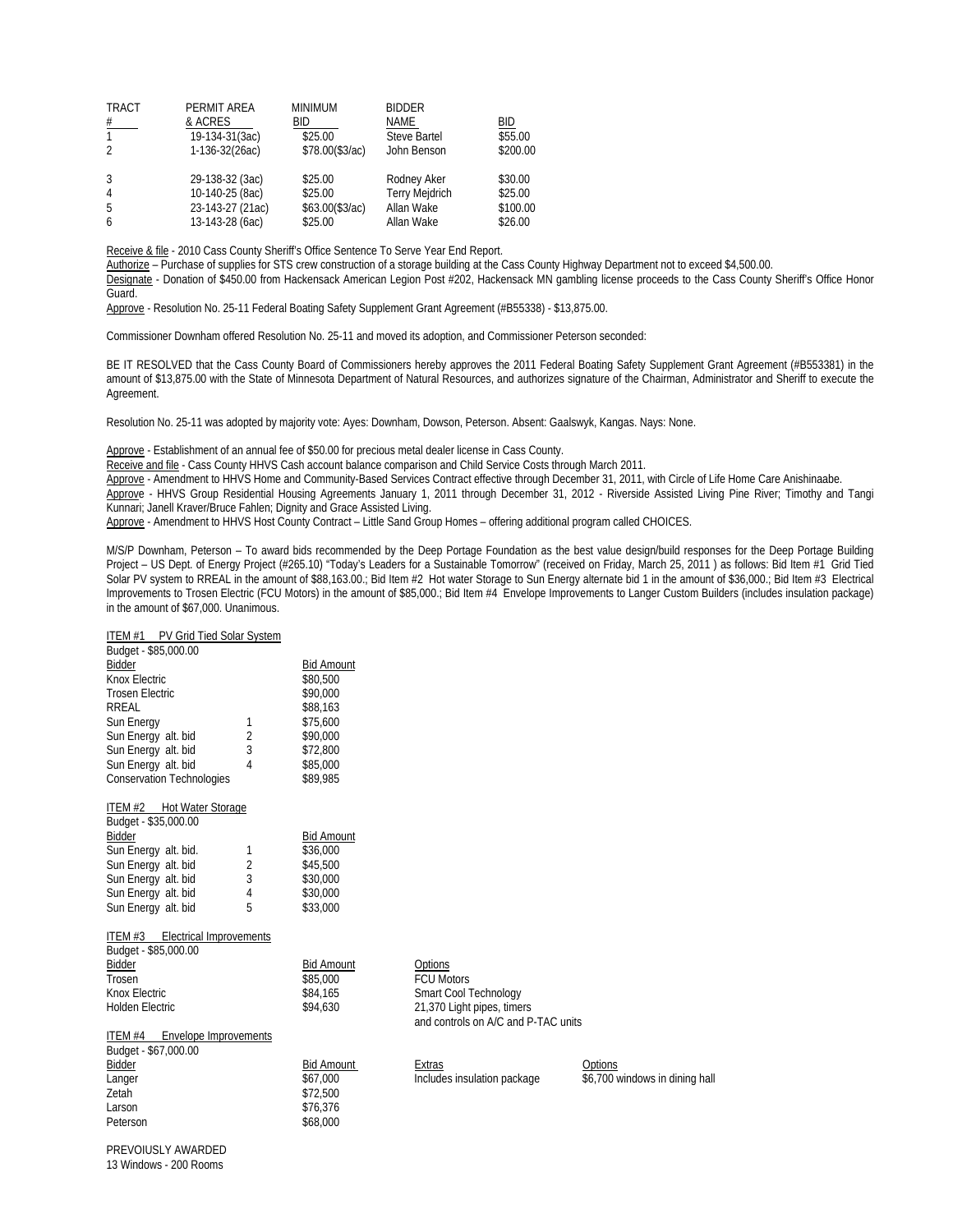| TRACT # | PERMIT AREA & ACRES | MINIMUM BID | BIDDER NAME | BID |
|---|---|---|---|---|
| 1 | 19-134-31(3ac) | $25.00 | Steve Bartel | $55.00 |
| 2 | 1-136-32(26ac) | $78.00($3/ac) | John Benson | $200.00 |
| 3 | 29-138-32 (3ac) | $25.00 | Rodney Aker | $30.00 |
| 4 | 10-140-25 (8ac) | $25.00 | Terry Mejdrich | $25.00 |
| 5 | 23-143-27 (21ac) | $63.00($3/ac) | Allan Wake | $100.00 |
| 6 | 13-143-28 (6ac) | $25.00 | Allan Wake | $26.00 |

Receive & file - 2010 Cass County Sheriff's Office Sentence To Serve Year End Report.
Authorize – Purchase of supplies for STS crew construction of a storage building at the Cass County Highway Department not to exceed $4,500.00.
Designate - Donation of $450.00 from Hackensack American Legion Post #202, Hackensack MN gambling license proceeds to the Cass County Sheriff's Office Honor Guard.
Approve - Resolution No. 25-11 Federal Boating Safety Supplement Grant Agreement (#B55338) - $13,875.00.

Commissioner Downham offered Resolution No. 25-11 and moved its adoption, and Commissioner Peterson seconded:

BE IT RESOLVED that the Cass County Board of Commissioners hereby approves the 2011 Federal Boating Safety Supplement Grant Agreement (#B553381) in the amount of $13,875.00 with the State of Minnesota Department of Natural Resources, and authorizes signature of the Chairman, Administrator and Sheriff to execute the Agreement.

Resolution No. 25-11 was adopted by majority vote: Ayes: Downham, Dowson, Peterson. Absent: Gaalswyk, Kangas. Nays: None.

Approve - Establishment of an annual fee of $50.00 for precious metal dealer license in Cass County.
Receive and file - Cass County HHVS Cash account balance comparison and Child Service Costs through March 2011.
Approve - Amendment to HHVS Home and Community-Based Services Contract effective through December 31, 2011, with Circle of Life Home Care Anishinaabe.
Approve - HHVS Group Residential Housing Agreements January 1, 2011 through December 31, 2012 - Riverside Assisted Living Pine River; Timothy and Tangi Kunnari; Janell Kraver/Bruce Fahlen; Dignity and Grace Assisted Living.
Approve - Amendment to HHVS Host County Contract – Little Sand Group Homes – offering additional program called CHOICES.

M/S/P Downham, Peterson – To award bids recommended by the Deep Portage Foundation as the best value design/build responses for the Deep Portage Building Project – US Dept. of Energy Project (#265.10) "Today's Leaders for a Sustainable Tomorrow" (received on Friday, March 25, 2011 ) as follows: Bid Item #1 Grid Tied Solar PV system to RREAL in the amount of $88,163.00.; Bid Item #2 Hot water Storage to Sun Energy alternate bid 1 in the amount of $36,000.; Bid Item #3 Electrical Improvements to Trosen Electric (FCU Motors) in the amount of $85,000.; Bid Item #4 Envelope Improvements to Langer Custom Builders (includes insulation package) in the amount of $67,000. Unanimous.

ITEM #1 PV Grid Tied Solar System
Budget - $85,000.00

| Bidder | | Bid Amount |
|---|---|---|
| Knox Electric | | $80,500 |
| Trosen Electric | | $90,000 |
| RREAL | | $88,163 |
| Sun Energy | 1 | $75,600 |
| Sun Energy alt. bid | 2 | $90,000 |
| Sun Energy alt. bid | 3 | $72,800 |
| Sun Energy alt. bid | 4 | $85,000 |
| Conservation Technologies | | $89,985 |

ITEM #2 Hot Water Storage
Budget - $35,000.00

| Bidder | | Bid Amount |
|---|---|---|
| Sun Energy alt. bid. | 1 | $36,000 |
| Sun Energy alt. bid | 2 | $45,500 |
| Sun Energy alt. bid | 3 | $30,000 |
| Sun Energy alt. bid | 4 | $30,000 |
| Sun Energy alt. bid | 5 | $33,000 |

ITEM #3 Electrical Improvements
Budget - $85,000.00

| Bidder | Bid Amount | Options |
|---|---|---|
| Trosen | $85,000 | FCU Motors |
| Knox Electric | $84,165 | Smart Cool Technology |
| Holden Electric | $94,630 | 21,370 Light pipes, timers and controls on A/C and P-TAC units |

ITEM #4 Envelope Improvements
Budget - $67,000.00

| Bidder | Bid Amount | Extras | Options |
|---|---|---|---|
| Langer | $67,000 | Includes insulation package | $6,700 windows in dining hall |
| Zetah | $72,500 | | |
| Larson | $76,376 | | |
| Peterson | $68,000 | | |

PREVOIUSLY AWARDED
13 Windows - 200 Rooms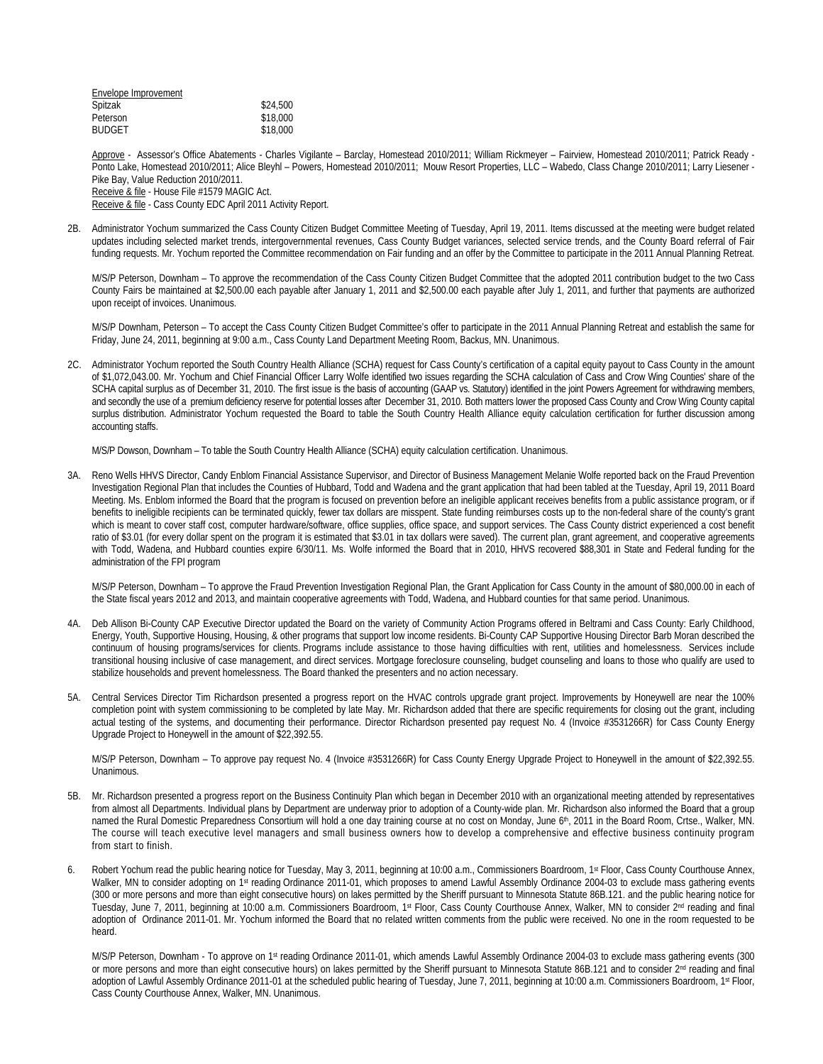| Envelope Improvement | |
|---|---|
| Spitzak | $24,500 |
| Peterson | $18,000 |
| BUDGET | $18,000 |

Approve - Assessor's Office Abatements - Charles Vigilante – Barclay, Homestead 2010/2011; William Rickmeyer – Fairview, Homestead 2010/2011; Patrick Ready - Ponto Lake, Homestead 2010/2011; Alice Bleyhl – Powers, Homestead 2010/2011; Mouw Resort Properties, LLC – Wabedo, Class Change 2010/2011; Larry Liesener - Pike Bay, Value Reduction 2010/2011.
Receive & file - House File #1579 MAGIC Act.
Receive & file - Cass County EDC April 2011 Activity Report.

2B. Administrator Yochum summarized the Cass County Citizen Budget Committee Meeting of Tuesday, April 19, 2011. Items discussed at the meeting were budget related updates including selected market trends, intergovernmental revenues, Cass County Budget variances, selected service trends, and the County Board referral of Fair funding requests. Mr. Yochum reported the Committee recommendation on Fair funding and an offer by the Committee to participate in the 2011 Annual Planning Retreat.

M/S/P Peterson, Downham – To approve the recommendation of the Cass County Citizen Budget Committee that the adopted 2011 contribution budget to the two Cass County Fairs be maintained at $2,500.00 each payable after January 1, 2011 and $2,500.00 each payable after July 1, 2011, and further that payments are authorized upon receipt of invoices. Unanimous.

M/S/P Downham, Peterson – To accept the Cass County Citizen Budget Committee's offer to participate in the 2011 Annual Planning Retreat and establish the same for Friday, June 24, 2011, beginning at 9:00 a.m., Cass County Land Department Meeting Room, Backus, MN. Unanimous.

2C. Administrator Yochum reported the South Country Health Alliance (SCHA) request for Cass County's certification of a capital equity payout to Cass County in the amount of $1,072,043.00. Mr. Yochum and Chief Financial Officer Larry Wolfe identified two issues regarding the SCHA calculation of Cass and Crow Wing Counties' share of the SCHA capital surplus as of December 31, 2010. The first issue is the basis of accounting (GAAP vs. Statutory) identified in the joint Powers Agreement for withdrawing members, and secondly the use of a premium deficiency reserve for potential losses after December 31, 2010. Both matters lower the proposed Cass County and Crow Wing County capital surplus distribution. Administrator Yochum requested the Board to table the South Country Health Alliance equity calculation certification for further discussion among accounting staffs.

M/S/P Dowson, Downham – To table the South Country Health Alliance (SCHA) equity calculation certification. Unanimous.

3A. Reno Wells HHVS Director, Candy Enblom Financial Assistance Supervisor, and Director of Business Management Melanie Wolfe reported back on the Fraud Prevention Investigation Regional Plan that includes the Counties of Hubbard, Todd and Wadena and the grant application that had been tabled at the Tuesday, April 19, 2011 Board Meeting. Ms. Enblom informed the Board that the program is focused on prevention before an ineligible applicant receives benefits from a public assistance program, or if benefits to ineligible recipients can be terminated quickly, fewer tax dollars are misspent. State funding reimburses costs up to the non-federal share of the county's grant which is meant to cover staff cost, computer hardware/software, office supplies, office space, and support services. The Cass County district experienced a cost benefit ratio of $3.01 (for every dollar spent on the program it is estimated that $3.01 in tax dollars were saved). The current plan, grant agreement, and cooperative agreements with Todd, Wadena, and Hubbard counties expire 6/30/11. Ms. Wolfe informed the Board that in 2010, HHVS recovered $88,301 in State and Federal funding for the administration of the FPI program

M/S/P Peterson, Downham – To approve the Fraud Prevention Investigation Regional Plan, the Grant Application for Cass County in the amount of $80,000.00 in each of the State fiscal years 2012 and 2013, and maintain cooperative agreements with Todd, Wadena, and Hubbard counties for that same period. Unanimous.

4A. Deb Allison Bi-County CAP Executive Director updated the Board on the variety of Community Action Programs offered in Beltrami and Cass County: Early Childhood, Energy, Youth, Supportive Housing, Housing, & other programs that support low income residents. Bi-County CAP Supportive Housing Director Barb Moran described the continuum of housing programs/services for clients. Programs include assistance to those having difficulties with rent, utilities and homelessness. Services include transitional housing inclusive of case management, and direct services. Mortgage foreclosure counseling, budget counseling and loans to those who qualify are used to stabilize households and prevent homelessness. The Board thanked the presenters and no action necessary.

5A. Central Services Director Tim Richardson presented a progress report on the HVAC controls upgrade grant project. Improvements by Honeywell are near the 100% completion point with system commissioning to be completed by late May. Mr. Richardson added that there are specific requirements for closing out the grant, including actual testing of the systems, and documenting their performance. Director Richardson presented pay request No. 4 (Invoice #3531266R) for Cass County Energy Upgrade Project to Honeywell in the amount of $22,392.55.

M/S/P Peterson, Downham – To approve pay request No. 4 (Invoice #3531266R) for Cass County Energy Upgrade Project to Honeywell in the amount of $22,392.55. Unanimous.

5B. Mr. Richardson presented a progress report on the Business Continuity Plan which began in December 2010 with an organizational meeting attended by representatives from almost all Departments. Individual plans by Department are underway prior to adoption of a County-wide plan. Mr. Richardson also informed the Board that a group named the Rural Domestic Preparedness Consortium will hold a one day training course at no cost on Monday, June 6th, 2011 in the Board Room, Crtse., Walker, MN. The course will teach executive level managers and small business owners how to develop a comprehensive and effective business continuity program from start to finish.

6. Robert Yochum read the public hearing notice for Tuesday, May 3, 2011, beginning at 10:00 a.m., Commissioners Boardroom, 1st Floor, Cass County Courthouse Annex, Walker, MN to consider adopting on 1st reading Ordinance 2011-01, which proposes to amend Lawful Assembly Ordinance 2004-03 to exclude mass gathering events (300 or more persons and more than eight consecutive hours) on lakes permitted by the Sheriff pursuant to Minnesota Statute 86B.121. and the public hearing notice for Tuesday, June 7, 2011, beginning at 10:00 a.m. Commissioners Boardroom, 1st Floor, Cass County Courthouse Annex, Walker, MN to consider 2nd reading and final adoption of Ordinance 2011-01. Mr. Yochum informed the Board that no related written comments from the public were received. No one in the room requested to be heard.

M/S/P Peterson, Downham - To approve on 1st reading Ordinance 2011-01, which amends Lawful Assembly Ordinance 2004-03 to exclude mass gathering events (300 or more persons and more than eight consecutive hours) on lakes permitted by the Sheriff pursuant to Minnesota Statute 86B.121 and to consider 2nd reading and final adoption of Lawful Assembly Ordinance 2011-01 at the scheduled public hearing of Tuesday, June 7, 2011, beginning at 10:00 a.m. Commissioners Boardroom, 1st Floor, Cass County Courthouse Annex, Walker, MN. Unanimous.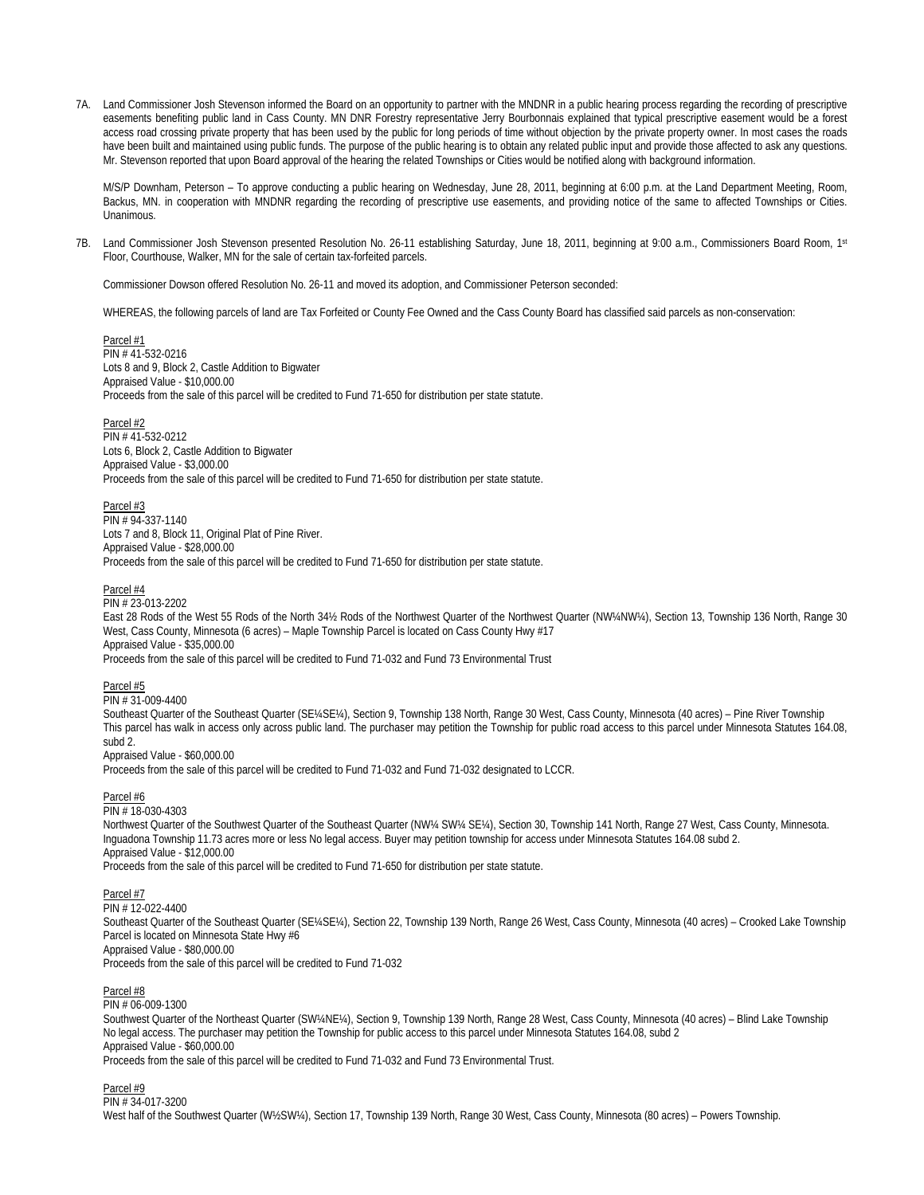7A. Land Commissioner Josh Stevenson informed the Board on an opportunity to partner with the MNDNR in a public hearing process regarding the recording of prescriptive easements benefiting public land in Cass County. MN DNR Forestry representative Jerry Bourbonnais explained that typical prescriptive easement would be a forest access road crossing private property that has been used by the public for long periods of time without objection by the private property owner. In most cases the roads have been built and maintained using public funds. The purpose of the public hearing is to obtain any related public input and provide those affected to ask any questions. Mr. Stevenson reported that upon Board approval of the hearing the related Townships or Cities would be notified along with background information.

M/S/P Downham, Peterson – To approve conducting a public hearing on Wednesday, June 28, 2011, beginning at 6:00 p.m. at the Land Department Meeting, Room, Backus, MN. in cooperation with MNDNR regarding the recording of prescriptive use easements, and providing notice of the same to affected Townships or Cities. Unanimous.

7B. Land Commissioner Josh Stevenson presented Resolution No. 26-11 establishing Saturday, June 18, 2011, beginning at 9:00 a.m., Commissioners Board Room, 1st Floor, Courthouse, Walker, MN for the sale of certain tax-forfeited parcels.

Commissioner Dowson offered Resolution No. 26-11 and moved its adoption, and Commissioner Peterson seconded:

WHEREAS, the following parcels of land are Tax Forfeited or County Fee Owned and the Cass County Board has classified said parcels as non-conservation:

Parcel #1
PIN # 41-532-0216
Lots 8 and 9, Block 2, Castle Addition to Bigwater
Appraised Value - $10,000.00
Proceeds from the sale of this parcel will be credited to Fund 71-650 for distribution per state statute.

Parcel #2
PIN # 41-532-0212
Lots 6, Block 2, Castle Addition to Bigwater
Appraised Value - $3,000.00
Proceeds from the sale of this parcel will be credited to Fund 71-650 for distribution per state statute.

Parcel #3
PIN # 94-337-1140
Lots 7 and 8, Block 11, Original Plat of Pine River.
Appraised Value - $28,000.00
Proceeds from the sale of this parcel will be credited to Fund 71-650 for distribution per state statute.

Parcel #4
PIN # 23-013-2202
East 28 Rods of the West 55 Rods of the North 34½ Rods of the Northwest Quarter of the Northwest Quarter (NW¼NW¼), Section 13, Township 136 North, Range 30 West, Cass County, Minnesota (6 acres) – Maple Township Parcel is located on Cass County Hwy #17
Appraised Value - $35,000.00
Proceeds from the sale of this parcel will be credited to Fund 71-032 and Fund 73 Environmental Trust

Parcel #5
PIN # 31-009-4400
Southeast Quarter of the Southeast Quarter (SE¼SE¼), Section 9, Township 138 North, Range 30 West, Cass County, Minnesota (40 acres) – Pine River Township
This parcel has walk in access only across public land. The purchaser may petition the Township for public road access to this parcel under Minnesota Statutes 164.08, subd 2.
Appraised Value - $60,000.00
Proceeds from the sale of this parcel will be credited to Fund 71-032 and Fund 71-032 designated to LCCR.

Parcel #6
PIN # 18-030-4303
Northwest Quarter of the Southwest Quarter of the Southeast Quarter (NW¼ SW¼ SE¼), Section 30, Township 141 North, Range 27 West, Cass County, Minnesota. Inguadona Township 11.73 acres more or less No legal access. Buyer may petition township for access under Minnesota Statutes 164.08 subd 2.
Appraised Value - $12,000.00
Proceeds from the sale of this parcel will be credited to Fund 71-650 for distribution per state statute.

Parcel #7
PIN # 12-022-4400
Southeast Quarter of the Southeast Quarter (SE¼SE¼), Section 22, Township 139 North, Range 26 West, Cass County, Minnesota (40 acres) – Crooked Lake Township
Parcel is located on Minnesota State Hwy #6
Appraised Value - $80,000.00
Proceeds from the sale of this parcel will be credited to Fund 71-032

Parcel #8
PIN # 06-009-1300
Southwest Quarter of the Northeast Quarter (SW¼NE¼), Section 9, Township 139 North, Range 28 West, Cass County, Minnesota (40 acres) – Blind Lake Township
No legal access. The purchaser may petition the Township for public access to this parcel under Minnesota Statutes 164.08, subd 2
Appraised Value - $60,000.00
Proceeds from the sale of this parcel will be credited to Fund 71-032 and Fund 73 Environmental Trust.

Parcel #9
PIN # 34-017-3200
West half of the Southwest Quarter (W½SW¼), Section 17, Township 139 North, Range 30 West, Cass County, Minnesota (80 acres) – Powers Township.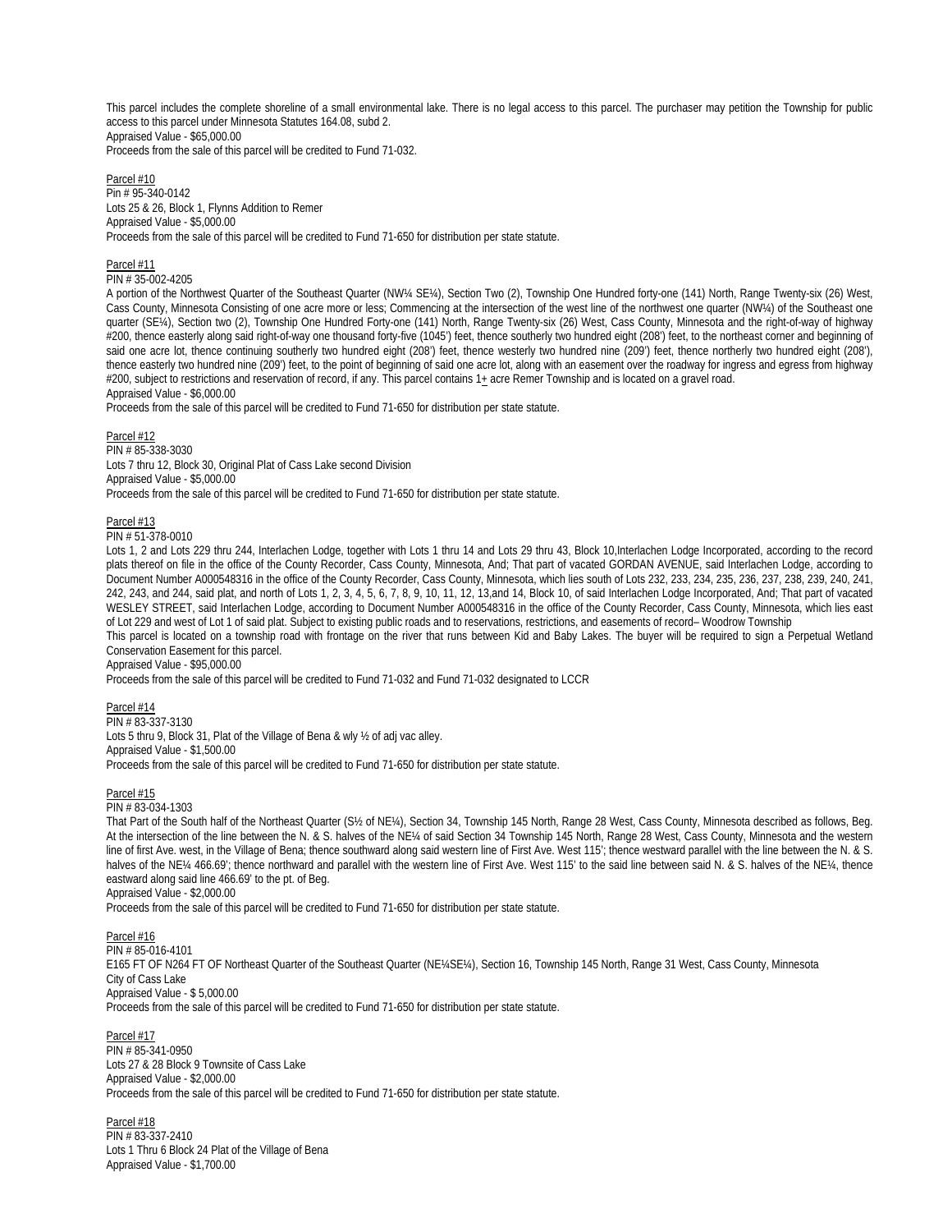This parcel includes the complete shoreline of a small environmental lake. There is no legal access to this parcel. The purchaser may petition the Township for public access to this parcel under Minnesota Statutes 164.08, subd 2.
Appraised Value - $65,000.00
Proceeds from the sale of this parcel will be credited to Fund 71-032.

<u>Parcel #10</u>
Pin # 95-340-0142
Lots 25 & 26, Block 1, Flynns Addition to Remer
Appraised Value - $5,000.00
Proceeds from the sale of this parcel will be credited to Fund 71-650 for distribution per state statute.

<u>Parcel #11</u>
PIN # 35-002-4205
A portion of the Northwest Quarter of the Southeast Quarter (NW¼ SE¼), Section Two (2), Township One Hundred forty-one (141) North, Range Twenty-six (26) West, Cass County, Minnesota Consisting of one acre more or less; Commencing at the intersection of the west line of the northwest one quarter (NW¼) of the Southeast one quarter (SE¼), Section two (2), Township One Hundred Forty-one (141) North, Range Twenty-six (26) West, Cass County, Minnesota and the right-of-way of highway #200, thence easterly along said right-of-way one thousand forty-five (1045') feet, thence southerly two hundred eight (208') feet, to the northeast corner and beginning of said one acre lot, thence continuing southerly two hundred eight (208') feet, thence westerly two hundred nine (209') feet, thence northerly two hundred eight (208'), thence easterly two hundred nine (209') feet, to the point of beginning of said one acre lot, along with an easement over the roadway for ingress and egress from highway #200, subject to restrictions and reservation of record, if any. This parcel contains 1± acre Remer Township and is located on a gravel road.
Appraised Value - $6,000.00
Proceeds from the sale of this parcel will be credited to Fund 71-650 for distribution per state statute.

<u>Parcel #12</u>
PIN # 85-338-3030
Lots 7 thru 12, Block 30, Original Plat of Cass Lake second Division
Appraised Value - $5,000.00
Proceeds from the sale of this parcel will be credited to Fund 71-650 for distribution per state statute.

<u>Parcel #13</u>
PIN # 51-378-0010
Lots 1, 2 and Lots 229 thru 244, Interlachen Lodge, together with Lots 1 thru 14 and Lots 29 thru 43, Block 10,Interlachen Lodge Incorporated, according to the record plats thereof on file in the office of the County Recorder, Cass County, Minnesota, And; That part of vacated GORDAN AVENUE, said Interlachen Lodge, according to Document Number A000548316 in the office of the County Recorder, Cass County, Minnesota, which lies south of Lots 232, 233, 234, 235, 236, 237, 238, 239, 240, 241, 242, 243, and 244, said plat, and north of Lots 1, 2, 3, 4, 5, 6, 7, 8, 9, 10, 11, 12, 13,and 14, Block 10, of said Interlachen Lodge Incorporated, And; That part of vacated WESLEY STREET, said Interlachen Lodge, according to Document Number A000548316 in the office of the County Recorder, Cass County, Minnesota, which lies east of Lot 229 and west of Lot 1 of said plat. Subject to existing public roads and to reservations, restrictions, and easements of record– Woodrow Township
This parcel is located on a township road with frontage on the river that runs between Kid and Baby Lakes. The buyer will be required to sign a Perpetual Wetland Conservation Easement for this parcel.
Appraised Value - $95,000.00
Proceeds from the sale of this parcel will be credited to Fund 71-032 and Fund 71-032 designated to LCCR

<u>Parcel #14</u>
PIN # 83-337-3130
Lots 5 thru 9, Block 31, Plat of the Village of Bena & wly ½ of adj vac alley.
Appraised Value - $1,500.00
Proceeds from the sale of this parcel will be credited to Fund 71-650 for distribution per state statute.

<u>Parcel #15</u>
PIN # 83-034-1303
That Part of the South half of the Northeast Quarter (S½ of NE¼), Section 34, Township 145 North, Range 28 West, Cass County, Minnesota described as follows, Beg. At the intersection of the line between the N. & S. halves of the NE¼ of said Section 34 Township 145 North, Range 28 West, Cass County, Minnesota and the western line of first Ave. west, in the Village of Bena; thence southward along said western line of First Ave. West 115'; thence westward parallel with the line between the N. & S. halves of the NE¼ 466.69'; thence northward and parallel with the western line of First Ave. West 115' to the said line between said N. & S. halves of the NE¼, thence eastward along said line 466.69' to the pt. of Beg.
Appraised Value - $2,000.00
Proceeds from the sale of this parcel will be credited to Fund 71-650 for distribution per state statute.

<u>Parcel #16</u>
PIN # 85-016-4101
E165 FT OF N264 FT OF Northeast Quarter of the Southeast Quarter (NE¼SE¼), Section 16, Township 145 North, Range 31 West, Cass County, Minnesota
City of Cass Lake
Appraised Value - $ 5,000.00
Proceeds from the sale of this parcel will be credited to Fund 71-650 for distribution per state statute.

<u>Parcel #17</u>
PIN # 85-341-0950
Lots 27 & 28 Block 9 Townsite of Cass Lake
Appraised Value - $2,000.00
Proceeds from the sale of this parcel will be credited to Fund 71-650 for distribution per state statute.

<u>Parcel #18</u>
PIN # 83-337-2410
Lots 1 Thru 6 Block 24 Plat of the Village of Bena
Appraised Value - $1,700.00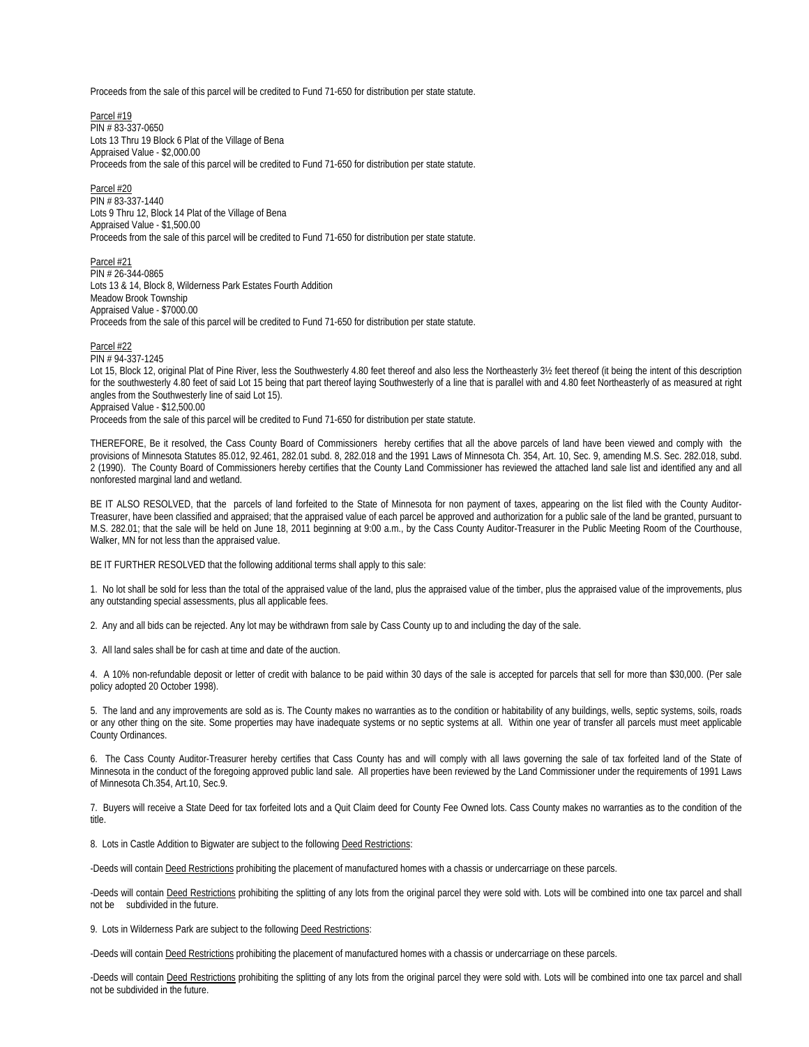Proceeds from the sale of this parcel will be credited to Fund 71-650 for distribution per state statute.

Parcel #19
PIN # 83-337-0650
Lots 13 Thru 19 Block 6 Plat of the Village of Bena
Appraised Value - $2,000.00
Proceeds from the sale of this parcel will be credited to Fund 71-650 for distribution per state statute.

Parcel #20
PIN # 83-337-1440
Lots 9 Thru 12, Block 14 Plat of the Village of Bena
Appraised Value - $1,500.00
Proceeds from the sale of this parcel will be credited to Fund 71-650 for distribution per state statute.

Parcel #21
PIN # 26-344-0865
Lots 13 & 14, Block 8, Wilderness Park Estates Fourth Addition
Meadow Brook Township
Appraised Value - $7000.00
Proceeds from the sale of this parcel will be credited to Fund 71-650 for distribution per state statute.

Parcel #22
PIN # 94-337-1245
Lot 15, Block 12, original Plat of Pine River, less the Southwesterly 4.80 feet thereof and also less the Northeasterly 3½ feet thereof (it being the intent of this description for the southwesterly 4.80 feet of said Lot 15 being that part thereof laying Southwesterly of a line that is parallel with and 4.80 feet Northeasterly of as measured at right angles from the Southwesterly line of said Lot 15).
Appraised Value - $12,500.00
Proceeds from the sale of this parcel will be credited to Fund 71-650 for distribution per state statute.

THEREFORE, Be it resolved, the Cass County Board of Commissioners hereby certifies that all the above parcels of land have been viewed and comply with the provisions of Minnesota Statutes 85.012, 92.461, 282.01 subd. 8, 282.018 and the 1991 Laws of Minnesota Ch. 354, Art. 10, Sec. 9, amending M.S. Sec. 282.018, subd. 2 (1990). The County Board of Commissioners hereby certifies that the County Land Commissioner has reviewed the attached land sale list and identified any and all nonforested marginal land and wetland.

BE IT ALSO RESOLVED, that the parcels of land forfeited to the State of Minnesota for non payment of taxes, appearing on the list filed with the County Auditor-Treasurer, have been classified and appraised; that the appraised value of each parcel be approved and authorization for a public sale of the land be granted, pursuant to M.S. 282.01; that the sale will be held on June 18, 2011 beginning at 9:00 a.m., by the Cass County Auditor-Treasurer in the Public Meeting Room of the Courthouse, Walker, MN for not less than the appraised value.

BE IT FURTHER RESOLVED that the following additional terms shall apply to this sale:

1. No lot shall be sold for less than the total of the appraised value of the land, plus the appraised value of the timber, plus the appraised value of the improvements, plus any outstanding special assessments, plus all applicable fees.

2. Any and all bids can be rejected. Any lot may be withdrawn from sale by Cass County up to and including the day of the sale.

3. All land sales shall be for cash at time and date of the auction.

4. A 10% non-refundable deposit or letter of credit with balance to be paid within 30 days of the sale is accepted for parcels that sell for more than $30,000. (Per sale policy adopted 20 October 1998).

5. The land and any improvements are sold as is. The County makes no warranties as to the condition or habitability of any buildings, wells, septic systems, soils, roads or any other thing on the site. Some properties may have inadequate systems or no septic systems at all. Within one year of transfer all parcels must meet applicable County Ordinances.

6. The Cass County Auditor-Treasurer hereby certifies that Cass County has and will comply with all laws governing the sale of tax forfeited land of the State of Minnesota in the conduct of the foregoing approved public land sale. All properties have been reviewed by the Land Commissioner under the requirements of 1991 Laws of Minnesota Ch.354, Art.10, Sec.9.

7. Buyers will receive a State Deed for tax forfeited lots and a Quit Claim deed for County Fee Owned lots. Cass County makes no warranties as to the condition of the title.

8. Lots in Castle Addition to Bigwater are subject to the following Deed Restrictions:

-Deeds will contain Deed Restrictions prohibiting the placement of manufactured homes with a chassis or undercarriage on these parcels.

-Deeds will contain Deed Restrictions prohibiting the splitting of any lots from the original parcel they were sold with. Lots will be combined into one tax parcel and shall not be subdivided in the future.

9. Lots in Wilderness Park are subject to the following Deed Restrictions:

-Deeds will contain Deed Restrictions prohibiting the placement of manufactured homes with a chassis or undercarriage on these parcels.

-Deeds will contain Deed Restrictions prohibiting the splitting of any lots from the original parcel they were sold with. Lots will be combined into one tax parcel and shall not be subdivided in the future.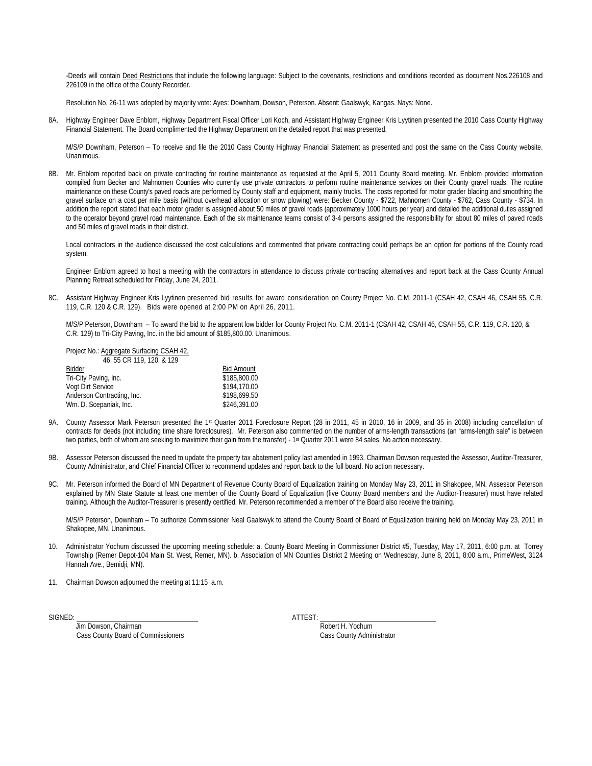-Deeds will contain Deed Restrictions that include the following language: Subject to the covenants, restrictions and conditions recorded as document Nos.226108 and 226109 in the office of the County Recorder.

Resolution No. 26-11 was adopted by majority vote: Ayes: Downham, Dowson, Peterson. Absent: Gaalswyk, Kangas. Nays: None.

8A. Highway Engineer Dave Enblom, Highway Department Fiscal Officer Lori Koch, and Assistant Highway Engineer Kris Lyytinen presented the 2010 Cass County Highway Financial Statement. The Board complimented the Highway Department on the detailed report that was presented.

M/S/P Downham, Peterson – To receive and file the 2010 Cass County Highway Financial Statement as presented and post the same on the Cass County website. Unanimous.

8B. Mr. Enblom reported back on private contracting for routine maintenance as requested at the April 5, 2011 County Board meeting. Mr. Enblom provided information compiled from Becker and Mahnomen Counties who currently use private contractors to perform routine maintenance services on their County gravel roads. The routine maintenance on these County's paved roads are performed by County staff and equipment, mainly trucks. The costs reported for motor grader blading and smoothing the gravel surface on a cost per mile basis (without overhead allocation or snow plowing) were: Becker County - $722, Mahnomen County - $762, Cass County - $734. In addition the report stated that each motor grader is assigned about 50 miles of gravel roads (approximately 1000 hours per year) and detailed the additional duties assigned to the operator beyond gravel road maintenance. Each of the six maintenance teams consist of 3-4 persons assigned the responsibility for about 80 miles of paved roads and 50 miles of gravel roads in their district.

Local contractors in the audience discussed the cost calculations and commented that private contracting could perhaps be an option for portions of the County road system.

Engineer Enblom agreed to host a meeting with the contractors in attendance to discuss private contracting alternatives and report back at the Cass County Annual Planning Retreat scheduled for Friday, June 24, 2011.

8C. Assistant Highway Engineer Kris Lyytinen presented bid results for award consideration on County Project No. C.M. 2011-1 (CSAH 42, CSAH 46, CSAH 55, C.R. 119, C.R. 120 & C.R. 129). Bids were opened at 2:00 PM on April 26, 2011.

M/S/P Peterson, Downham – To award the bid to the apparent low bidder for County Project No. C.M. 2011-1 (CSAH 42, CSAH 46, CSAH 55, C.R. 119, C.R. 120, & C.R. 129) to Tri-City Paving, Inc. in the bid amount of $185,800.00. Unanimous.

Project No.: Aggregate Surfacing CSAH 42, 46, 55 CR 119, 120, & 129

| Bidder | Bid Amount |
|---|---|
| Tri-City Paving, Inc. | $185,800.00 |
| Vogt Dirt Service | $194,170.00 |
| Anderson Contracting, Inc. | $198,699.50 |
| Wm. D. Scepaniak, Inc. | $246,391.00 |

9A. County Assessor Mark Peterson presented the 1st Quarter 2011 Foreclosure Report (28 in 2011, 45 in 2010, 16 in 2009, and 35 in 2008) including cancellation of contracts for deeds (not including time share foreclosures). Mr. Peterson also commented on the number of arms-length transactions (an "arms-length sale" is between two parties, both of whom are seeking to maximize their gain from the transfer) - 1st Quarter 2011 were 84 sales. No action necessary.

9B. Assessor Peterson discussed the need to update the property tax abatement policy last amended in 1993. Chairman Dowson requested the Assessor, Auditor-Treasurer, County Administrator, and Chief Financial Officer to recommend updates and report back to the full board. No action necessary.

9C. Mr. Peterson informed the Board of MN Department of Revenue County Board of Equalization training on Monday May 23, 2011 in Shakopee, MN. Assessor Peterson explained by MN State Statute at least one member of the County Board of Equalization (five County Board members and the Auditor-Treasurer) must have related training. Although the Auditor-Treasurer is presently certified, Mr. Peterson recommended a member of the Board also receive the training.

M/S/P Peterson, Downham – To authorize Commissioner Neal Gaalswyk to attend the County Board of Board of Equalization training held on Monday May 23, 2011 in Shakopee, MN. Unanimous.

10. Administrator Yochum discussed the upcoming meeting schedule: a. County Board Meeting in Commissioner District #5, Tuesday, May 17, 2011, 6:00 p.m. at Torrey Township (Remer Depot-104 Main St. West, Remer, MN). b. Association of MN Counties District 2 Meeting on Wednesday, June 8, 2011, 8:00 a.m., PrimeWest, 3124 Hannah Ave., Bemidji, MN).

11. Chairman Dowson adjourned the meeting at 11:15 a.m.

SIGNED: ______________________________
Jim Dowson, Chairman
Cass County Board of Commissioners

ATTEST: ______________________________
Robert H. Yochum
Cass County Administrator